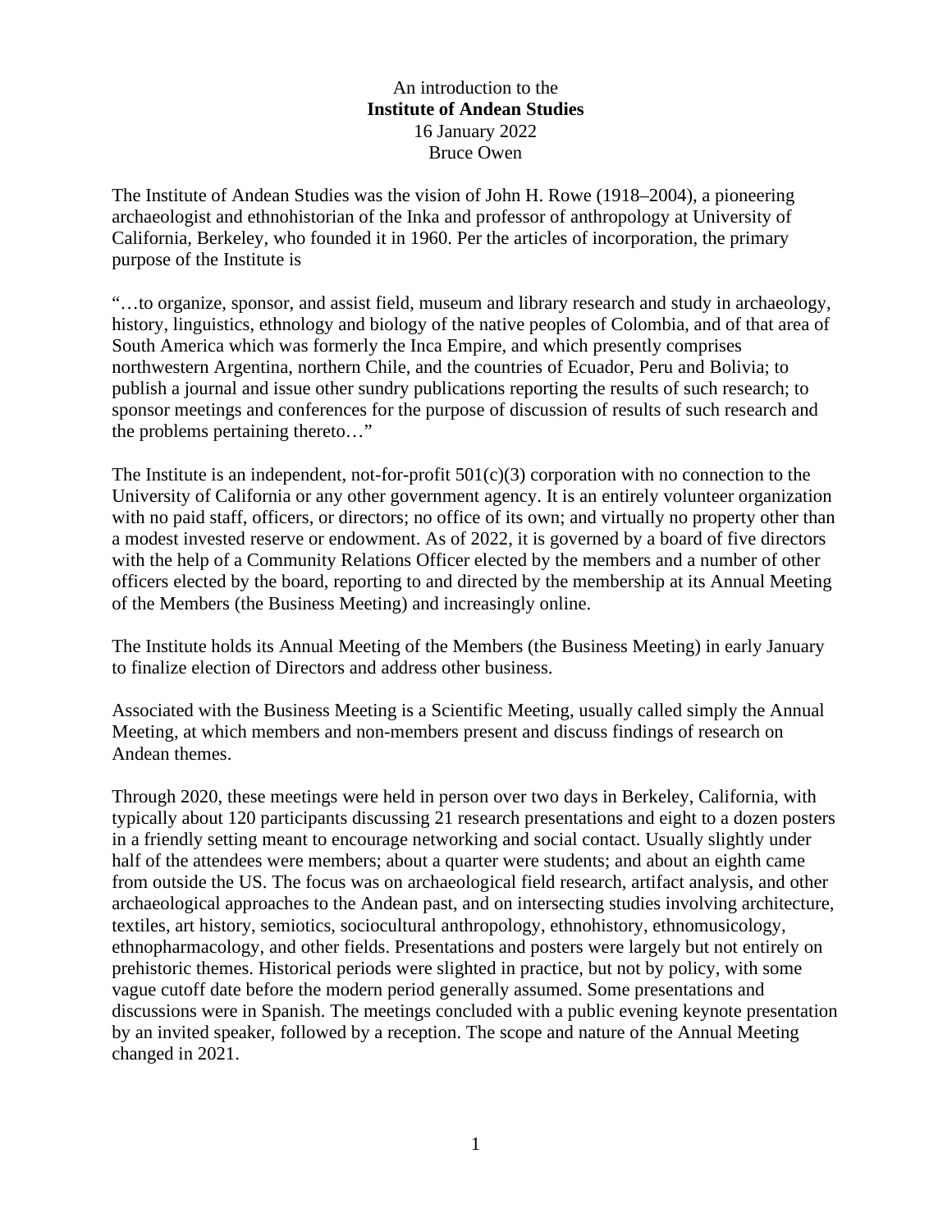An introduction to the

**Institute of Andean Studies**

16 January 2022

Bruce Owen

The Institute of Andean Studies was the vision of John H. Rowe (1918–2004), a pioneering archaeologist and ethnohistorian of the Inka and professor of anthropology at University of California, Berkeley, who founded it in 1960. Per the articles of incorporation, the primary purpose of the Institute is

"…to organize, sponsor, and assist field, museum and library research and study in archaeology, history, linguistics, ethnology and biology of the native peoples of Colombia, and of that area of South America which was formerly the Inca Empire, and which presently comprises northwestern Argentina, northern Chile, and the countries of Ecuador, Peru and Bolivia; to publish a journal and issue other sundry publications reporting the results of such research; to sponsor meetings and conferences for the purpose of discussion of results of such research and the problems pertaining thereto…"

The Institute is an independent, not-for-profit 501(c)(3) corporation with no connection to the University of California or any other government agency. It is an entirely volunteer organization with no paid staff, officers, or directors; no office of its own; and virtually no property other than a modest invested reserve or endowment. As of 2022, it is governed by a board of five directors with the help of a Community Relations Officer elected by the members and a number of other officers elected by the board, reporting to and directed by the membership at its Annual Meeting of the Members (the Business Meeting) and increasingly online.

The Institute holds its Annual Meeting of the Members (the Business Meeting) in early January to finalize election of Directors and address other business.

Associated with the Business Meeting is a Scientific Meeting, usually called simply the Annual Meeting, at which members and non-members present and discuss findings of research on Andean themes.

Through 2020, these meetings were held in person over two days in Berkeley, California, with typically about 120 participants discussing 21 research presentations and eight to a dozen posters in a friendly setting meant to encourage networking and social contact. Usually slightly under half of the attendees were members; about a quarter were students; and about an eighth came from outside the US. The focus was on archaeological field research, artifact analysis, and other archaeological approaches to the Andean past, and on intersecting studies involving architecture, textiles, art history, semiotics, sociocultural anthropology, ethnohistory, ethnomusicology, ethnopharmacology, and other fields. Presentations and posters were largely but not entirely on prehistoric themes. Historical periods were slighted in practice, but not by policy, with some vague cutoff date before the modern period generally assumed. Some presentations and discussions were in Spanish. The meetings concluded with a public evening keynote presentation by an invited speaker, followed by a reception. The scope and nature of the Annual Meeting changed in 2021.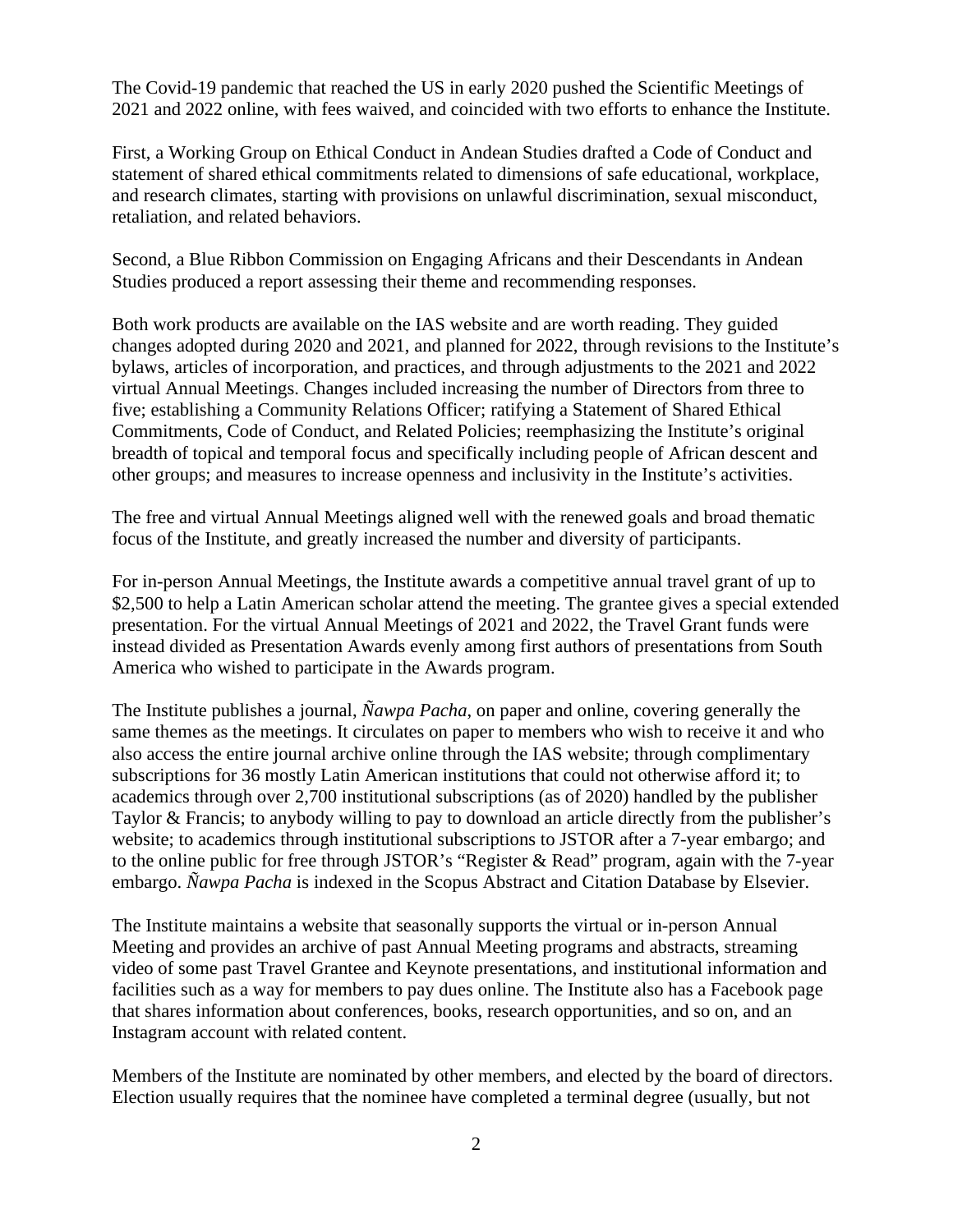The Covid-19 pandemic that reached the US in early 2020 pushed the Scientific Meetings of 2021 and 2022 online, with fees waived, and coincided with two efforts to enhance the Institute.

First, a Working Group on Ethical Conduct in Andean Studies drafted a Code of Conduct and statement of shared ethical commitments related to dimensions of safe educational, workplace, and research climates, starting with provisions on unlawful discrimination, sexual misconduct, retaliation, and related behaviors.

Second, a Blue Ribbon Commission on Engaging Africans and their Descendants in Andean Studies produced a report assessing their theme and recommending responses.

Both work products are available on the IAS website and are worth reading. They guided changes adopted during 2020 and 2021, and planned for 2022, through revisions to the Institute's bylaws, articles of incorporation, and practices, and through adjustments to the 2021 and 2022 virtual Annual Meetings. Changes included increasing the number of Directors from three to five; establishing a Community Relations Officer; ratifying a Statement of Shared Ethical Commitments, Code of Conduct, and Related Policies; reemphasizing the Institute's original breadth of topical and temporal focus and specifically including people of African descent and other groups; and measures to increase openness and inclusivity in the Institute's activities.

The free and virtual Annual Meetings aligned well with the renewed goals and broad thematic focus of the Institute, and greatly increased the number and diversity of participants.

For in-person Annual Meetings, the Institute awards a competitive annual travel grant of up to $2,500 to help a Latin American scholar attend the meeting. The grantee gives a special extended presentation. For the virtual Annual Meetings of 2021 and 2022, the Travel Grant funds were instead divided as Presentation Awards evenly among first authors of presentations from South America who wished to participate in the Awards program.

The Institute publishes a journal, *Ñawpa Pacha*, on paper and online, covering generally the same themes as the meetings. It circulates on paper to members who wish to receive it and who also access the entire journal archive online through the IAS website; through complimentary subscriptions for 36 mostly Latin American institutions that could not otherwise afford it; to academics through over 2,700 institutional subscriptions (as of 2020) handled by the publisher Taylor & Francis; to anybody willing to pay to download an article directly from the publisher's website; to academics through institutional subscriptions to JSTOR after a 7-year embargo; and to the online public for free through JSTOR's "Register & Read" program, again with the 7-year embargo. *Ñawpa Pacha* is indexed in the Scopus Abstract and Citation Database by Elsevier.

The Institute maintains a website that seasonally supports the virtual or in-person Annual Meeting and provides an archive of past Annual Meeting programs and abstracts, streaming video of some past Travel Grantee and Keynote presentations, and institutional information and facilities such as a way for members to pay dues online. The Institute also has a Facebook page that shares information about conferences, books, research opportunities, and so on, and an Instagram account with related content.

Members of the Institute are nominated by other members, and elected by the board of directors. Election usually requires that the nominee have completed a terminal degree (usually, but not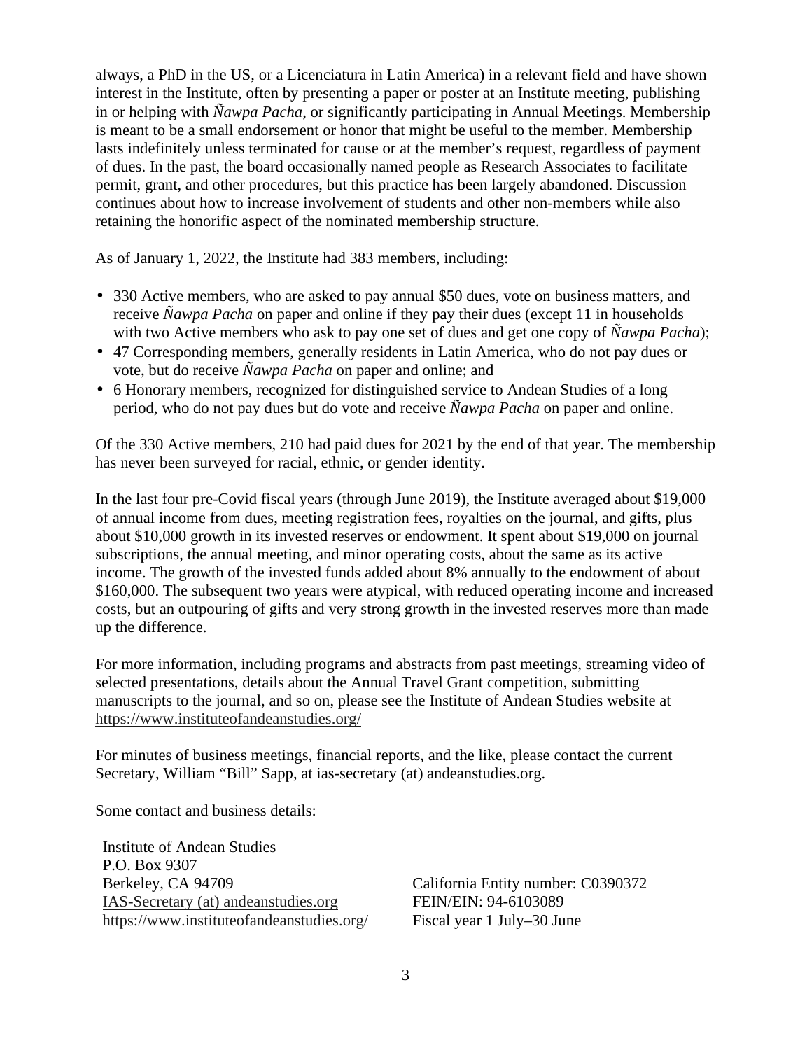always, a PhD in the US, or a Licenciatura in Latin America) in a relevant field and have shown interest in the Institute, often by presenting a paper or poster at an Institute meeting, publishing in or helping with *Ñawpa Pacha*, or significantly participating in Annual Meetings. Membership is meant to be a small endorsement or honor that might be useful to the member. Membership lasts indefinitely unless terminated for cause or at the member's request, regardless of payment of dues. In the past, the board occasionally named people as Research Associates to facilitate permit, grant, and other procedures, but this practice has been largely abandoned. Discussion continues about how to increase involvement of students and other non-members while also retaining the honorific aspect of the nominated membership structure.

As of January 1, 2022, the Institute had 383 members, including:

- 330 Active members, who are asked to pay annual $50 dues, vote on business matters, and receive *Ñawpa Pacha* on paper and online if they pay their dues (except 11 in households with two Active members who ask to pay one set of dues and get one copy of *Ñawpa Pacha*);
- 47 Corresponding members, generally residents in Latin America, who do not pay dues or vote, but do receive *Ñawpa Pacha* on paper and online; and
- 6 Honorary members, recognized for distinguished service to Andean Studies of a long period, who do not pay dues but do vote and receive *Ñawpa Pacha* on paper and online.

Of the 330 Active members, 210 had paid dues for 2021 by the end of that year. The membership has never been surveyed for racial, ethnic, or gender identity.

In the last four pre-Covid fiscal years (through June 2019), the Institute averaged about $19,000 of annual income from dues, meeting registration fees, royalties on the journal, and gifts, plus about $10,000 growth in its invested reserves or endowment. It spent about $19,000 on journal subscriptions, the annual meeting, and minor operating costs, about the same as its active income. The growth of the invested funds added about 8% annually to the endowment of about $160,000. The subsequent two years were atypical, with reduced operating income and increased costs, but an outpouring of gifts and very strong growth in the invested reserves more than made up the difference.

For more information, including programs and abstracts from past meetings, streaming video of selected presentations, details about the Annual Travel Grant competition, submitting manuscripts to the journal, and so on, please see the Institute of Andean Studies website at https://www.instituteofandeanstudies.org/

For minutes of business meetings, financial reports, and the like, please contact the current Secretary, William "Bill" Sapp, at ias-secretary (at) andeanstudies.org.

Some contact and business details:

Institute of Andean Studies
P.O. Box 9307
Berkeley, CA 94709
IAS-Secretary (at) andeanstudies.org
https://www.instituteofandeanstudies.org/

California Entity number: C0390372
FEIN/EIN: 94-6103089
Fiscal year 1 July–30 June